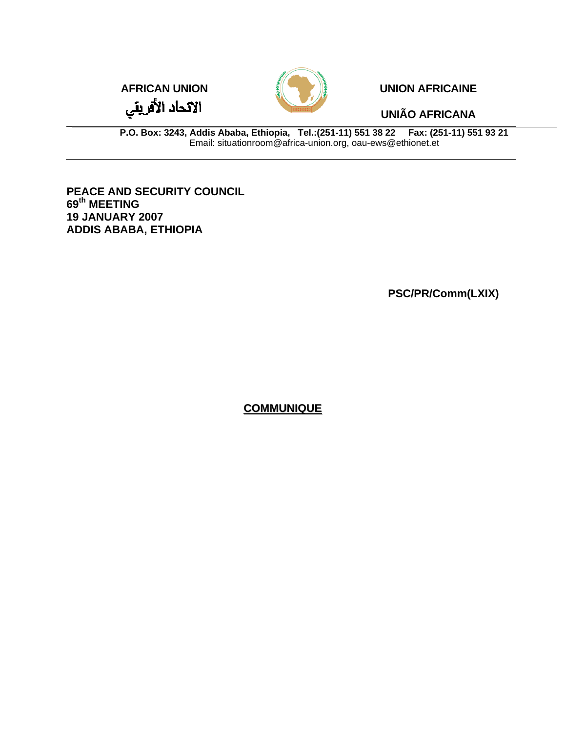**AFRICAN UNION**

الاتحاد الأفريقي

**UNION AFRICAINE**

**UNIÃO AFRICANA**

**P.O. Box: 3243, Addis Ababa, Ethiopia, Tel.:(251-11) 551 38 22 Fax: (251-11) 551 93 21**
Email: situationroom@africa-union.org, oau-ews@ethionet.et

**PEACE AND SECURITY COUNCIL**
**69th MEETING**
**19 JANUARY 2007**
**ADDIS ABABA, ETHIOPIA**

**PSC/PR/Comm(LXIX)**

# COMMUNIQUE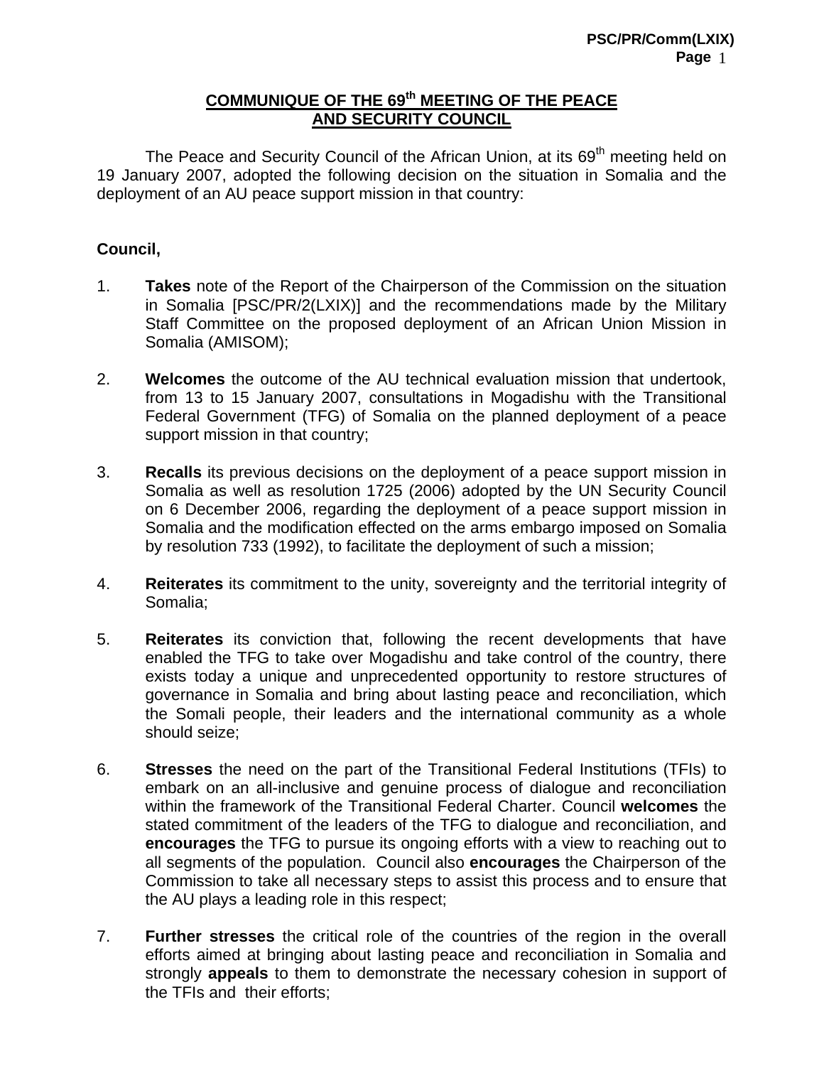## COMMUNIQUE OF THE 69th MEETING OF THE PEACE AND SECURITY COUNCIL

The Peace and Security Council of the African Union, at its 69th meeting held on 19 January 2007, adopted the following decision on the situation in Somalia and the deployment of an AU peace support mission in that country:

**Council,**

1. **Takes** note of the Report of the Chairperson of the Commission on the situation in Somalia [PSC/PR/2(LXIX)] and the recommendations made by the Military Staff Committee on the proposed deployment of an African Union Mission in Somalia (AMISOM);

2. **Welcomes** the outcome of the AU technical evaluation mission that undertook, from 13 to 15 January 2007, consultations in Mogadishu with the Transitional Federal Government (TFG) of Somalia on the planned deployment of a peace support mission in that country;

3. **Recalls** its previous decisions on the deployment of a peace support mission in Somalia as well as resolution 1725 (2006) adopted by the UN Security Council on 6 December 2006, regarding the deployment of a peace support mission in Somalia and the modification effected on the arms embargo imposed on Somalia by resolution 733 (1992), to facilitate the deployment of such a mission;

4. **Reiterates** its commitment to the unity, sovereignty and the territorial integrity of Somalia;

5. **Reiterates** its conviction that, following the recent developments that have enabled the TFG to take over Mogadishu and take control of the country, there exists today a unique and unprecedented opportunity to restore structures of governance in Somalia and bring about lasting peace and reconciliation, which the Somali people, their leaders and the international community as a whole should seize;

6. **Stresses** the need on the part of the Transitional Federal Institutions (TFIs) to embark on an all-inclusive and genuine process of dialogue and reconciliation within the framework of the Transitional Federal Charter. Council **welcomes** the stated commitment of the leaders of the TFG to dialogue and reconciliation, and **encourages** the TFG to pursue its ongoing efforts with a view to reaching out to all segments of the population. Council also **encourages** the Chairperson of the Commission to take all necessary steps to assist this process and to ensure that the AU plays a leading role in this respect;

7. **Further stresses** the critical role of the countries of the region in the overall efforts aimed at bringing about lasting peace and reconciliation in Somalia and strongly **appeals** to them to demonstrate the necessary cohesion in support of the TFIs and their efforts;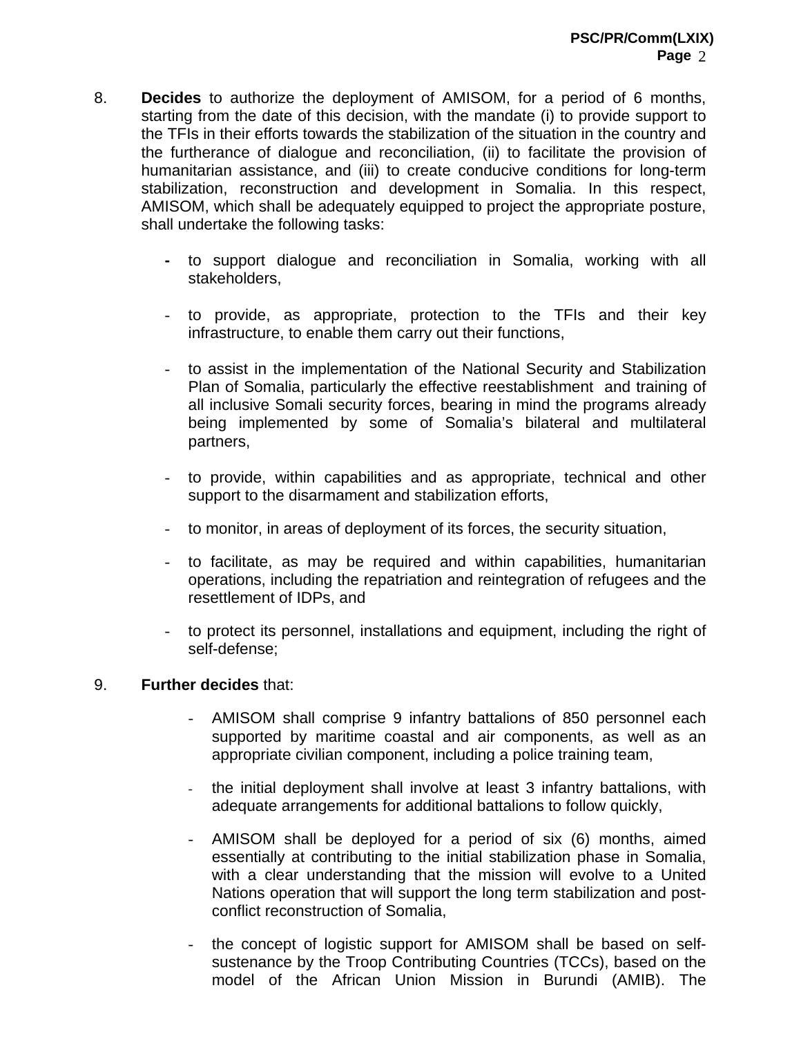8. **Decides** to authorize the deployment of AMISOM, for a period of 6 months, starting from the date of this decision, with the mandate (i) to provide support to the TFIs in their efforts towards the stabilization of the situation in the country and the furtherance of dialogue and reconciliation, (ii) to facilitate the provision of humanitarian assistance, and (iii) to create conducive conditions for long-term stabilization, reconstruction and development in Somalia. In this respect, AMISOM, which shall be adequately equipped to project the appropriate posture, shall undertake the following tasks:

   - to support dialogue and reconciliation in Somalia, working with all stakeholders,
   - to provide, as appropriate, protection to the TFIs and their key infrastructure, to enable them carry out their functions,
   - to assist in the implementation of the National Security and Stabilization Plan of Somalia, particularly the effective reestablishment and training of all inclusive Somali security forces, bearing in mind the programs already being implemented by some of Somalia's bilateral and multilateral partners,
   - to provide, within capabilities and as appropriate, technical and other support to the disarmament and stabilization efforts,
   - to monitor, in areas of deployment of its forces, the security situation,
   - to facilitate, as may be required and within capabilities, humanitarian operations, including the repatriation and reintegration of refugees and the resettlement of IDPs, and
   - to protect its personnel, installations and equipment, including the right of self-defense;

9. **Further decides** that:

   - AMISOM shall comprise 9 infantry battalions of 850 personnel each supported by maritime coastal and air components, as well as an appropriate civilian component, including a police training team,
   - the initial deployment shall involve at least 3 infantry battalions, with adequate arrangements for additional battalions to follow quickly,
   - AMISOM shall be deployed for a period of six (6) months, aimed essentially at contributing to the initial stabilization phase in Somalia, with a clear understanding that the mission will evolve to a United Nations operation that will support the long term stabilization and post-conflict reconstruction of Somalia,
   - the concept of logistic support for AMISOM shall be based on self-sustenance by the Troop Contributing Countries (TCCs), based on the model of the African Union Mission in Burundi (AMIB). The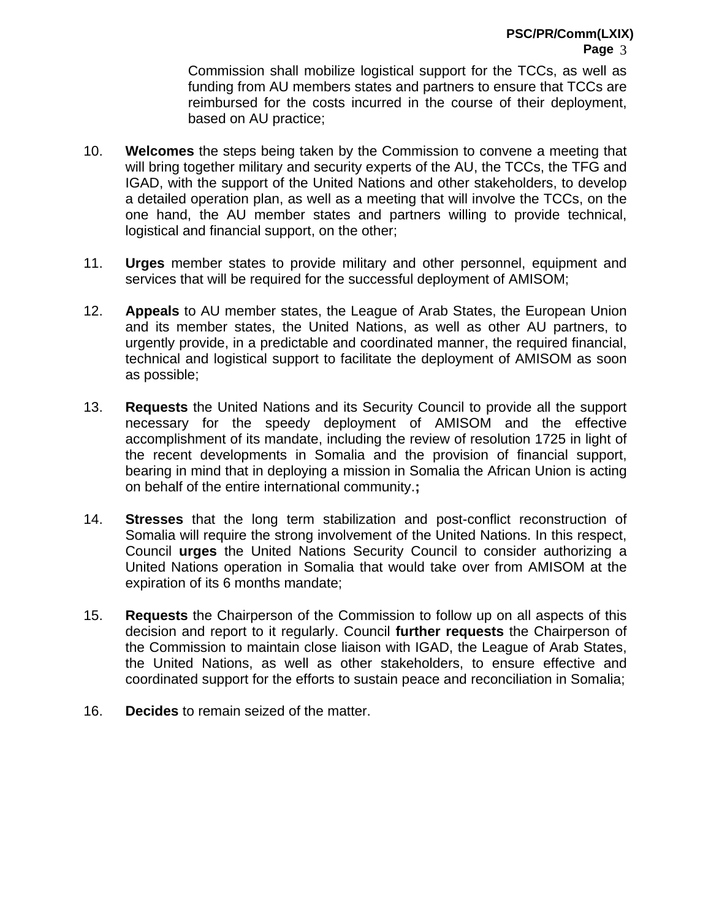Commission shall mobilize logistical support for the TCCs, as well as funding from AU members states and partners to ensure that TCCs are reimbursed for the costs incurred in the course of their deployment, based on AU practice;

10. **Welcomes** the steps being taken by the Commission to convene a meeting that will bring together military and security experts of the AU, the TCCs, the TFG and IGAD, with the support of the United Nations and other stakeholders, to develop a detailed operation plan, as well as a meeting that will involve the TCCs, on the one hand, the AU member states and partners willing to provide technical, logistical and financial support, on the other;

11. **Urges** member states to provide military and other personnel, equipment and services that will be required for the successful deployment of AMISOM;

12. **Appeals** to AU member states, the League of Arab States, the European Union and its member states, the United Nations, as well as other AU partners, to urgently provide, in a predictable and coordinated manner, the required financial, technical and logistical support to facilitate the deployment of AMISOM as soon as possible;

13. **Requests** the United Nations and its Security Council to provide all the support necessary for the speedy deployment of AMISOM and the effective accomplishment of its mandate, including the review of resolution 1725 in light of the recent developments in Somalia and the provision of financial support, bearing in mind that in deploying a mission in Somalia the African Union is acting on behalf of the entire international community.**;**

14. **Stresses** that the long term stabilization and post-conflict reconstruction of Somalia will require the strong involvement of the United Nations. In this respect, Council **urges** the United Nations Security Council to consider authorizing a United Nations operation in Somalia that would take over from AMISOM at the expiration of its 6 months mandate;

15. **Requests** the Chairperson of the Commission to follow up on all aspects of this decision and report to it regularly. Council **further requests** the Chairperson of the Commission to maintain close liaison with IGAD, the League of Arab States, the United Nations, as well as other stakeholders, to ensure effective and coordinated support for the efforts to sustain peace and reconciliation in Somalia;

16. **Decides** to remain seized of the matter.